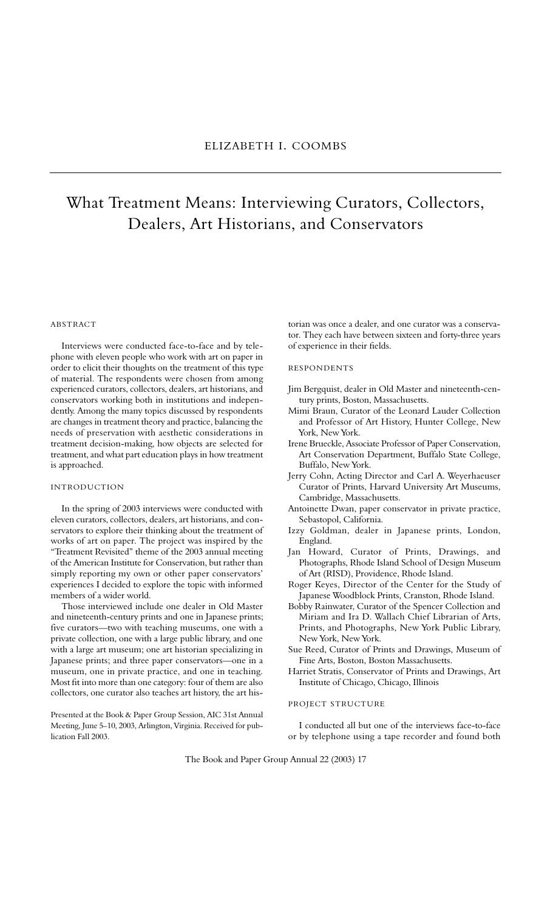ELIZABETH I. COOMBS

# What Treatment Means: Interviewing Curators, Collectors, Dealers, Art Historians, and Conservators

## ABSTRACT

Interviews were conducted face-to-face and by telephone with eleven people who work with art on paper in order to elicit their thoughts on the treatment of this type of material. The respondents were chosen from among experienced curators, collectors, dealers, art historians, and conservators working both in institutions and independently. Among the many topics discussed by respondents are changes in treatment theory and practice, balancing the needs of preservation with aesthetic considerations in treatment decision-making, how objects are selected for treatment, and what part education plays in how treatment is approached.

## INTRODUCTION

In the spring of 2003 interviews were conducted with eleven curators, collectors, dealers, art historians, and conservators to explore their thinking about the treatment of works of art on paper. The project was inspired by the "Treatment Revisited" theme of the 2003 annual meeting of the American Institute for Conservation, but rather than simply reporting my own or other paper conservators' experiences I decided to explore the topic with informed members of a wider world.

Those interviewed include one dealer in Old Master and nineteenth-century prints and one in Japanese prints; five curators—two with teaching museums, one with a private collection, one with a large public library, and one with a large art museum; one art historian specializing in Japanese prints; and three paper conservators—one in a museum, one in private practice, and one in teaching. Most fit into more than one category: four of them are also collectors, one curator also teaches art history, the art historian was once a dealer, and one curator was a conservator. They each have between sixteen and forty-three years of experience in their fields.

Presented at the Book & Paper Group Session, AIC 31st Annual Meeting, June 5–10, 2003, Arlington, Virginia. Received for publication Fall 2003.

## RESPONDENTS

- Jim Bergquist, dealer in Old Master and nineteenth-century prints, Boston, Massachusetts.
- Mimi Braun, Curator of the Leonard Lauder Collection and Professor of Art History, Hunter College, New York, New York.
- Irene Brueckle, Associate Professor of Paper Conservation, Art Conservation Department, Buffalo State College, Buffalo, New York.
- Jerry Cohn, Acting Director and Carl A. Weyerhaeuser Curator of Prints, Harvard University Art Museums, Cambridge, Massachusetts.
- Antoinette Dwan, paper conservator in private practice, Sebastopol, California.
- Izzy Goldman, dealer in Japanese prints, London, England.
- Jan Howard, Curator of Prints, Drawings, and Photographs, Rhode Island School of Design Museum of Art (RISD), Providence, Rhode Island.
- Roger Keyes, Director of the Center for the Study of Japanese Woodblock Prints, Cranston, Rhode Island.
- Bobby Rainwater, Curator of the Spencer Collection and Miriam and Ira D. Wallach Chief Librarian of Arts, Prints, and Photographs, New York Public Library, New York, New York.
- Sue Reed, Curator of Prints and Drawings, Museum of Fine Arts, Boston, Boston Massachusetts.
- Harriet Stratis, Conservator of Prints and Drawings, Art Institute of Chicago, Chicago, Illinois

## PROJECT STRUCTURE

I conducted all but one of the interviews face-to-face or by telephone using a tape recorder and found both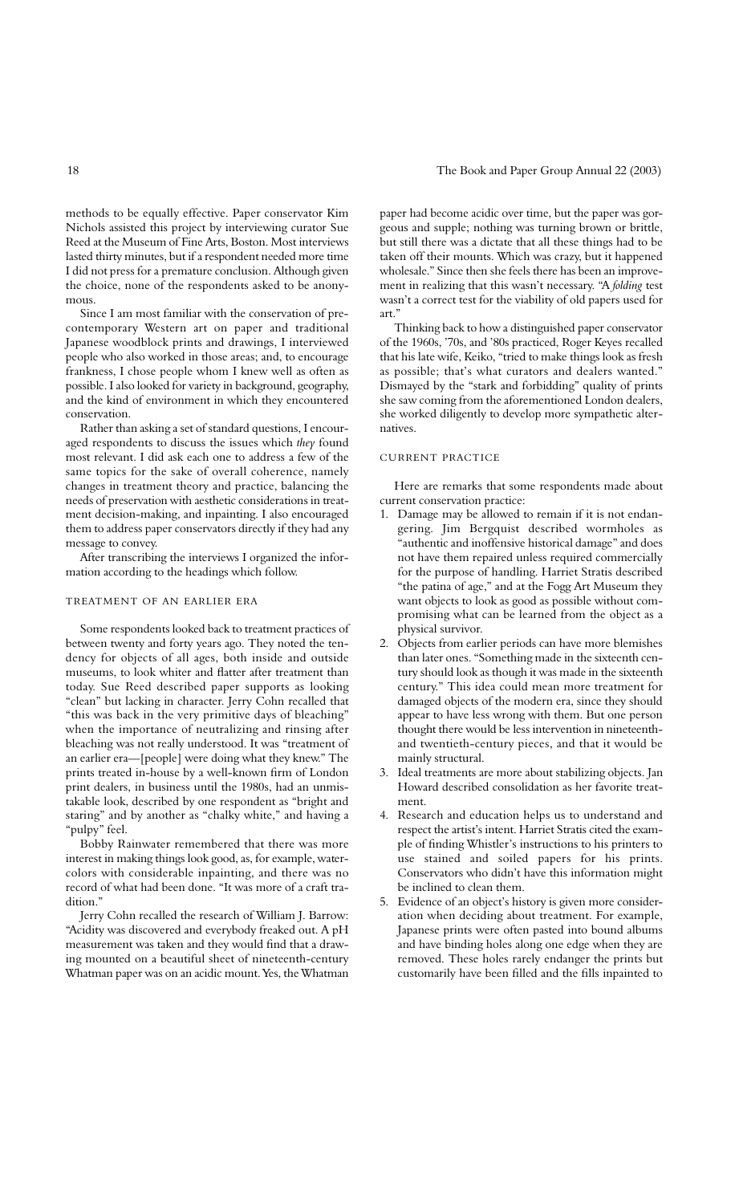methods to be equally effective. Paper conservator Kim Nichols assisted this project by interviewing curator Sue Reed at the Museum of Fine Arts, Boston. Most interviews lasted thirty minutes, but if a respondent needed more time I did not press for a premature conclusion. Although given the choice, none of the respondents asked to be anonymous.

Since I am most familiar with the conservation of pre-contemporary Western art on paper and traditional Japanese woodblock prints and drawings, I interviewed people who also worked in those areas; and, to encourage frankness, I chose people whom I knew well as often as possible. I also looked for variety in background, geography, and the kind of environment in which they encountered conservation.

Rather than asking a set of standard questions, I encouraged respondents to discuss the issues which *they* found most relevant. I did ask each one to address a few of the same topics for the sake of overall coherence, namely changes in treatment theory and practice, balancing the needs of preservation with aesthetic considerations in treatment decision-making, and inpainting. I also encouraged them to address paper conservators directly if they had any message to convey.

After transcribing the interviews I organized the information according to the headings which follow.

## Treatment of an Earlier Era

Some respondents looked back to treatment practices of between twenty and forty years ago. They noted the tendency for objects of all ages, both inside and outside museums, to look whiter and flatter after treatment than today. Sue Reed described paper supports as looking "clean" but lacking in character. Jerry Cohn recalled that "this was back in the very primitive days of bleaching" when the importance of neutralizing and rinsing after bleaching was not really understood. It was "treatment of an earlier era—[people] were doing what they knew." The prints treated in-house by a well-known firm of London print dealers, in business until the 1980s, had an unmistakable look, described by one respondent as "bright and staring" and by another as "chalky white," and having a "pulpy" feel.

Bobby Rainwater remembered that there was more interest in making things look good, as, for example, watercolors with considerable inpainting, and there was no record of what had been done. "It was more of a craft tradition."

Jerry Cohn recalled the research of William J. Barrow: "Acidity was discovered and everybody freaked out. A pH measurement was taken and they would find that a drawing mounted on a beautiful sheet of nineteenth-century Whatman paper was on an acidic mount. Yes, the Whatman paper had become acidic over time, but the paper was gorgeous and supple; nothing was turning brown or brittle, but still there was a dictate that all these things had to be taken off their mounts. Which was crazy, but it happened wholesale." Since then she feels there has been an improvement in realizing that this wasn't necessary. "A *folding* test wasn't a correct test for the viability of old papers used for art."

Thinking back to how a distinguished paper conservator of the 1960s, '70s, and '80s practiced, Roger Keyes recalled that his late wife, Keiko, "tried to make things look as fresh as possible; that's what curators and dealers wanted." Dismayed by the "stark and forbidding" quality of prints she saw coming from the aforementioned London dealers, she worked diligently to develop more sympathetic alternatives.

## Current Practice

Here are remarks that some respondents made about current conservation practice:

1. Damage may be allowed to remain if it is not endangering. Jim Bergquist described wormholes as "authentic and inoffensive historical damage" and does not have them repaired unless required commercially for the purpose of handling. Harriet Stratis described "the patina of age," and at the Fogg Art Museum they want objects to look as good as possible without compromising what can be learned from the object as a physical survivor.
2. Objects from earlier periods can have more blemishes than later ones. "Something made in the sixteenth century should look as though it was made in the sixteenth century." This idea could mean more treatment for damaged objects of the modern era, since they should appear to have less wrong with them. But one person thought there would be less intervention in nineteenth- and twentieth-century pieces, and that it would be mainly structural.
3. Ideal treatments are more about stabilizing objects. Jan Howard described consolidation as her favorite treatment.
4. Research and education helps us to understand and respect the artist's intent. Harriet Stratis cited the example of finding Whistler's instructions to his printers to use stained and soiled papers for his prints. Conservators who didn't have this information might be inclined to clean them.
5. Evidence of an object's history is given more consideration when deciding about treatment. For example, Japanese prints were often pasted into bound albums and have binding holes along one edge when they are removed. These holes rarely endanger the prints but customarily have been filled and the fills inpainted to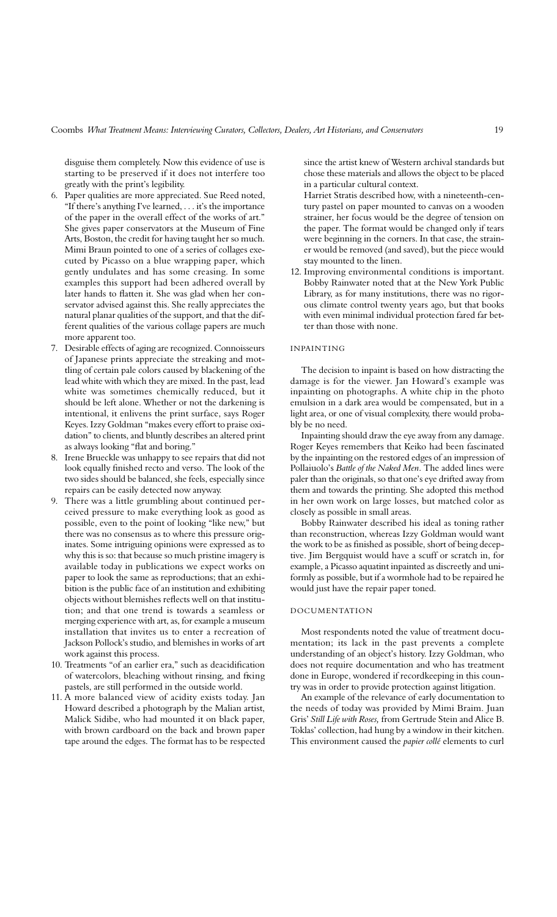disguise them completely. Now this evidence of use is starting to be preserved if it does not interfere too greatly with the print's legibility.

6. Paper qualities are more appreciated. Sue Reed noted, "If there's anything I've learned, . . . it's the importance of the paper in the overall effect of the works of art." She gives paper conservators at the Museum of Fine Arts, Boston, the credit for having taught her so much. Mimi Braun pointed to one of a series of collages executed by Picasso on a blue wrapping paper, which gently undulates and has some creasing. In some examples this support had been adhered overall by later hands to flatten it. She was glad when her conservator advised against this. She really appreciates the natural planar qualities of the support, and that the different qualities of the various collage papers are much more apparent too.
7. Desirable effects of aging are recognized. Connoisseurs of Japanese prints appreciate the streaking and mottling of certain pale colors caused by blackening of the lead white with which they are mixed. In the past, lead white was sometimes chemically reduced, but it should be left alone. Whether or not the darkening is intentional, it enlivens the print surface, says Roger Keyes. Izzy Goldman "makes every effort to praise oxidation" to clients, and bluntly describes an altered print as always looking "flat and boring."
8. Irene Brueckle was unhappy to see repairs that did not look equally finished recto and verso. The look of the two sides should be balanced, she feels, especially since repairs can be easily detected now anyway.
9. There was a little grumbling about continued perceived pressure to make everything look as good as possible, even to the point of looking "like new," but there was no consensus as to where this pressure originates. Some intriguing opinions were expressed as to why this is so: that because so much pristine imagery is available today in publications we expect works on paper to look the same as reproductions; that an exhibition is the public face of an institution and exhibiting objects without blemishes reflects well on that institution; and that one trend is towards a seamless or merging experience with art, as, for example a museum installation that invites us to enter a recreation of Jackson Pollock's studio, and blemishes in works of art work against this process.
10. Treatments "of an earlier era," such as deacidification of watercolors, bleaching without rinsing, and fixing pastels, are still performed in the outside world.
11. A more balanced view of acidity exists today. Jan Howard described a photograph by the Malian artist, Malick Sidibe, who had mounted it on black paper, with brown cardboard on the back and brown paper tape around the edges. The format has to be respected since the artist knew of Western archival standards but chose these materials and allows the object to be placed in a particular cultural context.

    Harriet Stratis described how, with a nineteenth-century pastel on paper mounted to canvas on a wooden strainer, her focus would be the degree of tension on the paper. The format would be changed only if tears were beginning in the corners. In that case, the strainer would be removed (and saved), but the piece would stay mounted to the linen.
12. Improving environmental conditions is important. Bobby Rainwater noted that at the New York Public Library, as for many institutions, there was no rigorous climate control twenty years ago, but that books with even minimal individual protection fared far better than those with none.

## INPAINTING

The decision to inpaint is based on how distracting the damage is for the viewer. Jan Howard's example was inpainting on photographs. A white chip in the photo emulsion in a dark area would be compensated, but in a light area, or one of visual complexity, there would probably be no need.

Inpainting should draw the eye away from any damage. Roger Keyes remembers that Keiko had been fascinated by the inpainting on the restored edges of an impression of Pollaiuolo's *Battle of the Naked Men*. The added lines were paler than the originals, so that one's eye drifted away from them and towards the printing. She adopted this method in her own work on large losses, but matched color as closely as possible in small areas.

Bobby Rainwater described his ideal as toning rather than reconstruction, whereas Izzy Goldman would want the work to be as finished as possible, short of being deceptive. Jim Bergquist would have a scuff or scratch in, for example, a Picasso aquatint inpainted as discreetly and uniformly as possible, but if a wormhole had to be repaired he would just have the repair paper toned.

## DOCUMENTATION

Most respondents noted the value of treatment documentation; its lack in the past prevents a complete understanding of an object's history. Izzy Goldman, who does not require documentation and who has treatment done in Europe, wondered if recordkeeping in this country was in order to provide protection against litigation.

An example of the relevance of early documentation to the needs of today was provided by Mimi Braim. Juan Gris' *Still Life with Roses,* from Gertrude Stein and Alice B. Toklas' collection, had hung by a window in their kitchen. This environment caused the *papier collé* elements to curl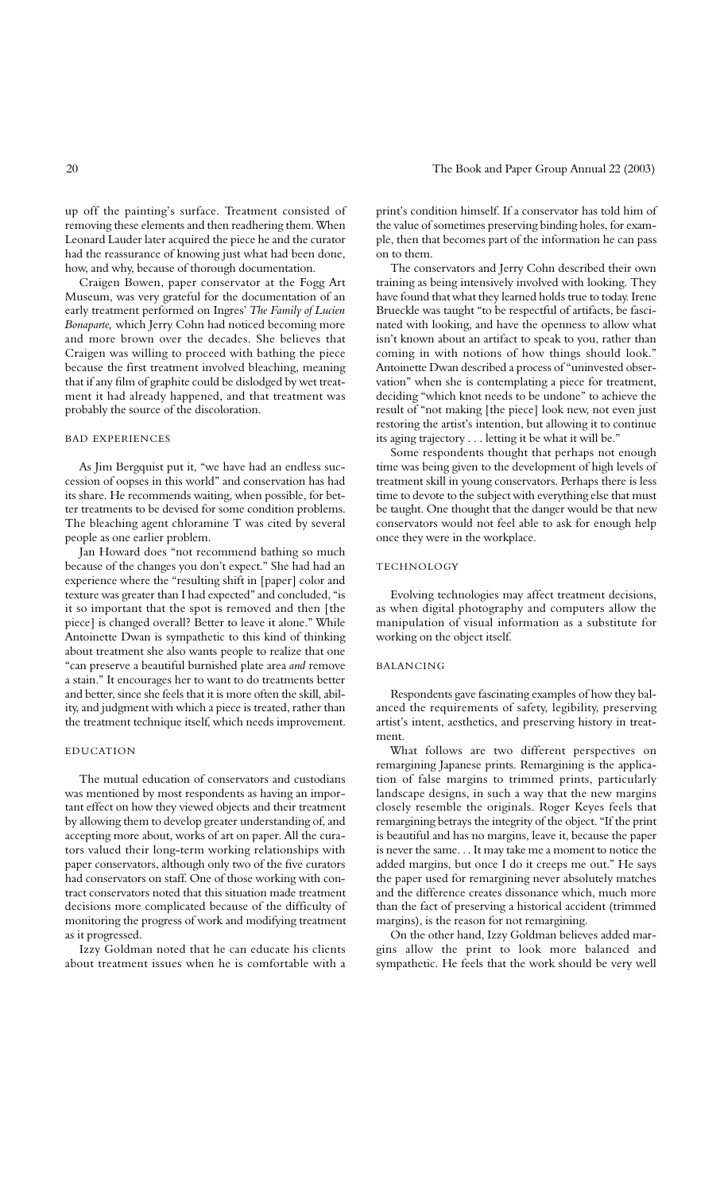up off the painting's surface. Treatment consisted of removing these elements and then readhering them. When Leonard Lauder later acquired the piece he and the curator had the reassurance of knowing just what had been done, how, and why, because of thorough documentation.

Craigen Bowen, paper conservator at the Fogg Art Museum, was very grateful for the documentation of an early treatment performed on Ingres' *The Family of Lucien Bonaparte,* which Jerry Cohn had noticed becoming more and more brown over the decades. She believes that Craigen was willing to proceed with bathing the piece because the first treatment involved bleaching, meaning that if any film of graphite could be dislodged by wet treatment it had already happened, and that treatment was probably the source of the discoloration.

### BAD EXPERIENCES

As Jim Bergquist put it, "we have had an endless succession of oopses in this world" and conservation has had its share. He recommends waiting, when possible, for better treatments to be devised for some condition problems. The bleaching agent chloramine T was cited by several people as one earlier problem.

Jan Howard does "not recommend bathing so much because of the changes you don't expect." She had had an experience where the "resulting shift in [paper] color and texture was greater than I had expected" and concluded, "is it so important that the spot is removed and then [the piece] is changed overall? Better to leave it alone." While Antoinette Dwan is sympathetic to this kind of thinking about treatment she also wants people to realize that one "can preserve a beautiful burnished plate area *and* remove a stain." It encourages her to want to do treatments better and better, since she feels that it is more often the skill, ability, and judgment with which a piece is treated, rather than the treatment technique itself, which needs improvement.

### EDUCATION

The mutual education of conservators and custodians was mentioned by most respondents as having an important effect on how they viewed objects and their treatment by allowing them to develop greater understanding of, and accepting more about, works of art on paper. All the curators valued their long-term working relationships with paper conservators, although only two of the five curators had conservators on staff. One of those working with contract conservators noted that this situation made treatment decisions more complicated because of the difficulty of monitoring the progress of work and modifying treatment as it progressed.

Izzy Goldman noted that he can educate his clients about treatment issues when he is comfortable with a print's condition himself. If a conservator has told him of the value of sometimes preserving binding holes, for example, then that becomes part of the information he can pass on to them.

The conservators and Jerry Cohn described their own training as being intensively involved with looking. They have found that what they learned holds true to today. Irene Brueckle was taught "to be respectful of artifacts, be fascinated with looking, and have the openness to allow what isn't known about an artifact to speak to you, rather than coming in with notions of how things should look." Antoinette Dwan described a process of "uninvested observation" when she is contemplating a piece for treatment, deciding "which knot needs to be undone" to achieve the result of "not making [the piece] look new, not even just restoring the artist's intention, but allowing it to continue its aging trajectory . . . letting it be what it will be."

Some respondents thought that perhaps not enough time was being given to the development of high levels of treatment skill in young conservators. Perhaps there is less time to devote to the subject with everything else that must be taught. One thought that the danger would be that new conservators would not feel able to ask for enough help once they were in the workplace.

### TECHNOLOGY

Evolving technologies may affect treatment decisions, as when digital photography and computers allow the manipulation of visual information as a substitute for working on the object itself.

### BALANCING

Respondents gave fascinating examples of how they balanced the requirements of safety, legibility, preserving artist's intent, aesthetics, and preserving history in treatment.

What follows are two different perspectives on remargining Japanese prints. Remargining is the application of false margins to trimmed prints, particularly landscape designs, in such a way that the new margins closely resemble the originals. Roger Keyes feels that remargining betrays the integrity of the object. "If the print is beautiful and has no margins, leave it, because the paper is never the same. . . It may take me a moment to notice the added margins, but once I do it creeps me out." He says the paper used for remargining never absolutely matches and the difference creates dissonance which, much more than the fact of preserving a historical accident (trimmed margins), is the reason for not remargining.

On the other hand, Izzy Goldman believes added margins allow the print to look more balanced and sympathetic. He feels that the work should be very well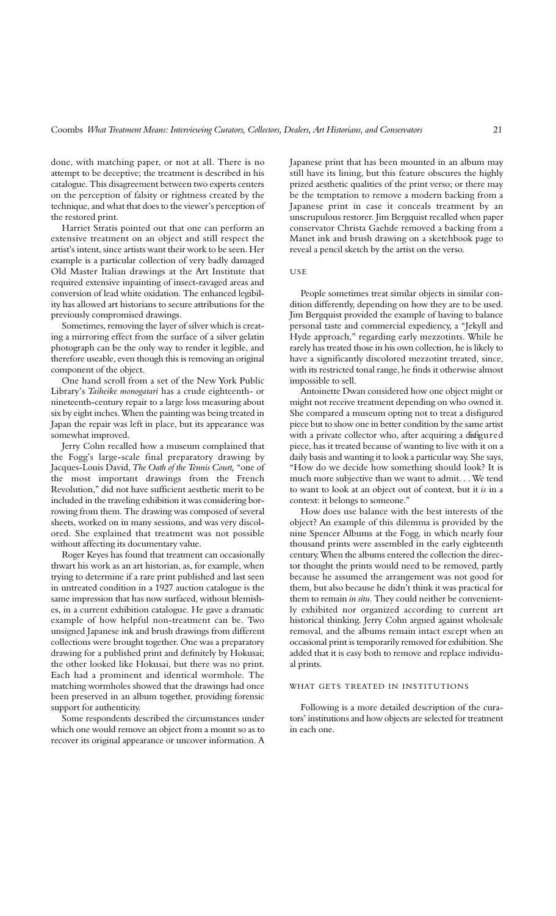done, with matching paper, or not at all. There is no attempt to be deceptive; the treatment is described in his catalogue. This disagreement between two experts centers on the perception of falsity or rightness created by the technique, and what that does to the viewer's perception of the restored print.

Harriet Stratis pointed out that one can perform an extensive treatment on an object and still respect the artist's intent, since artists want their work to be seen. Her example is a particular collection of very badly damaged Old Master Italian drawings at the Art Institute that required extensive inpainting of insect-ravaged areas and conversion of lead white oxidation. The enhanced legibility has allowed art historians to secure attributions for the previously compromised drawings.

Sometimes, removing the layer of silver which is creating a mirroring effect from the surface of a silver gelatin photograph can be the only way to render it legible, and therefore useable, even though this is removing an original component of the object.

One hand scroll from a set of the New York Public Library's *Taiheike monogatari* has a crude eighteenth- or nineteenth-century repair to a large loss measuring about six by eight inches. When the painting was being treated in Japan the repair was left in place, but its appearance was somewhat improved.

Jerry Cohn recalled how a museum complained that the Fogg's large-scale final preparatory drawing by Jacques-Louis David, *The Oath of the Tennis Court,* "one of the most important drawings from the French Revolution," did not have sufficient aesthetic merit to be included in the traveling exhibition it was considering borrowing from them. The drawing was composed of several sheets, worked on in many sessions, and was very discolored. She explained that treatment was not possible without affecting its documentary value.

Roger Keyes has found that treatment can occasionally thwart his work as an art historian, as, for example, when trying to determine if a rare print published and last seen in untreated condition in a 1927 auction catalogue is the same impression that has now surfaced, without blemishes, in a current exhibition catalogue. He gave a dramatic example of how helpful non-treatment can be. Two unsigned Japanese ink and brush drawings from different collections were brought together. One was a preparatory drawing for a published print and definitely by Hokusai; the other looked like Hokusai, but there was no print. Each had a prominent and identical wormhole. The matching wormholes showed that the drawings had once been preserved in an album together, providing forensic support for authenticity.

Some respondents described the circumstances under which one would remove an object from a mount so as to recover its original appearance or uncover information. A Japanese print that has been mounted in an album may still have its lining, but this feature obscures the highly prized aesthetic qualities of the print verso; or there may be the temptation to remove a modern backing from a Japanese print in case it conceals treatment by an unscrupulous restorer. Jim Bergquist recalled when paper conservator Christa Gaehde removed a backing from a Manet ink and brush drawing on a sketchbook page to reveal a pencil sketch by the artist on the verso.

### USE

People sometimes treat similar objects in similar condition differently, depending on how they are to be used. Jim Bergquist provided the example of having to balance personal taste and commercial expediency, a "Jekyll and Hyde approach," regarding early mezzotints. While he rarely has treated those in his own collection, he is likely to have a significantly discolored mezzotint treated, since, with its restricted tonal range, he finds it otherwise almost impossible to sell.

Antoinette Dwan considered how one object might or might not receive treatment depending on who owned it. She compared a museum opting not to treat a disfigured piece but to show one in better condition by the same artist with a private collector who, after acquiring a disfigured piece, has it treated because of wanting to live with it on a daily basis and wanting it to look a particular way. She says, "How do we decide how something should look? It is much more subjective than we want to admit. . . We tend to want to look at an object out of context, but it *is* in a context: it belongs to someone."

How does use balance with the best interests of the object? An example of this dilemma is provided by the nine Spencer Albums at the Fogg, in which nearly four thousand prints were assembled in the early eighteenth century. When the albums entered the collection the director thought the prints would need to be removed, partly because he assumed the arrangement was not good for them, but also because he didn't think it was practical for them to remain *in situ*. They could neither be conveniently exhibited nor organized according to current art historical thinking. Jerry Cohn argued against wholesale removal, and the albums remain intact except when an occasional print is temporarily removed for exhibition. She added that it is easy both to remove and replace individual prints.

### WHAT GETS TREATED IN INSTITUTIONS

Following is a more detailed description of the curators' institutions and how objects are selected for treatment in each one.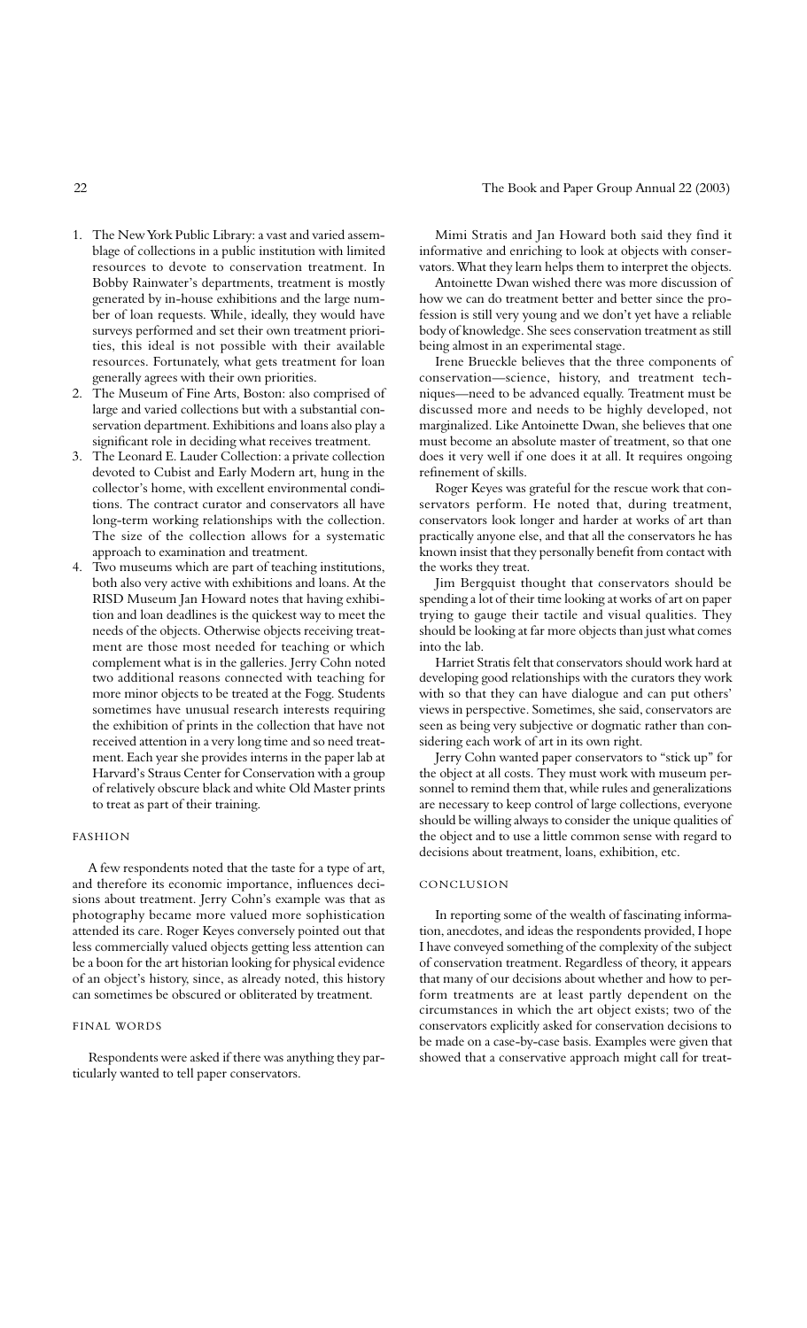1. The New York Public Library: a vast and varied assemblage of collections in a public institution with limited resources to devote to conservation treatment. In Bobby Rainwater's departments, treatment is mostly generated by in-house exhibitions and the large number of loan requests. While, ideally, they would have surveys performed and set their own treatment priorities, this ideal is not possible with their available resources. Fortunately, what gets treatment for loan generally agrees with their own priorities.
2. The Museum of Fine Arts, Boston: also comprised of large and varied collections but with a substantial conservation department. Exhibitions and loans also play a significant role in deciding what receives treatment.
3. The Leonard E. Lauder Collection: a private collection devoted to Cubist and Early Modern art, hung in the collector's home, with excellent environmental conditions. The contract curator and conservators all have long-term working relationships with the collection. The size of the collection allows for a systematic approach to examination and treatment.
4. Two museums which are part of teaching institutions, both also very active with exhibitions and loans. At the RISD Museum Jan Howard notes that having exhibition and loan deadlines is the quickest way to meet the needs of the objects. Otherwise objects receiving treatment are those most needed for teaching or which complement what is in the galleries. Jerry Cohn noted two additional reasons connected with teaching for more minor objects to be treated at the Fogg. Students sometimes have unusual research interests requiring the exhibition of prints in the collection that have not received attention in a very long time and so need treatment. Each year she provides interns in the paper lab at Harvard's Straus Center for Conservation with a group of relatively obscure black and white Old Master prints to treat as part of their training.

## FASHION

A few respondents noted that the taste for a type of art, and therefore its economic importance, influences decisions about treatment. Jerry Cohn's example was that as photography became more valued more sophistication attended its care. Roger Keyes conversely pointed out that less commercially valued objects getting less attention can be a boon for the art historian looking for physical evidence of an object's history, since, as already noted, this history can sometimes be obscured or obliterated by treatment.

## FINAL WORDS

Respondents were asked if there was anything they particularly wanted to tell paper conservators.

Mimi Stratis and Jan Howard both said they find it informative and enriching to look at objects with conservators. What they learn helps them to interpret the objects.

Antoinette Dwan wished there was more discussion of how we can do treatment better and better since the profession is still very young and we don't yet have a reliable body of knowledge. She sees conservation treatment as still being almost in an experimental stage.

Irene Brueckle believes that the three components of conservation—science, history, and treatment techniques—need to be advanced equally. Treatment must be discussed more and needs to be highly developed, not marginalized. Like Antoinette Dwan, she believes that one must become an absolute master of treatment, so that one does it very well if one does it at all. It requires ongoing refinement of skills.

Roger Keyes was grateful for the rescue work that conservators perform. He noted that, during treatment, conservators look longer and harder at works of art than practically anyone else, and that all the conservators he has known insist that they personally benefit from contact with the works they treat.

Jim Bergquist thought that conservators should be spending a lot of their time looking at works of art on paper trying to gauge their tactile and visual qualities. They should be looking at far more objects than just what comes into the lab.

Harriet Stratis felt that conservators should work hard at developing good relationships with the curators they work with so that they can have dialogue and can put others' views in perspective. Sometimes, she said, conservators are seen as being very subjective or dogmatic rather than considering each work of art in its own right.

Jerry Cohn wanted paper conservators to "stick up" for the object at all costs. They must work with museum personnel to remind them that, while rules and generalizations are necessary to keep control of large collections, everyone should be willing always to consider the unique qualities of the object and to use a little common sense with regard to decisions about treatment, loans, exhibition, etc.

## CONCLUSION

In reporting some of the wealth of fascinating information, anecdotes, and ideas the respondents provided, I hope I have conveyed something of the complexity of the subject of conservation treatment. Regardless of theory, it appears that many of our decisions about whether and how to perform treatments are at least partly dependent on the circumstances in which the art object exists; two of the conservators explicitly asked for conservation decisions to be made on a case-by-case basis. Examples were given that showed that a conservative approach might call for treat-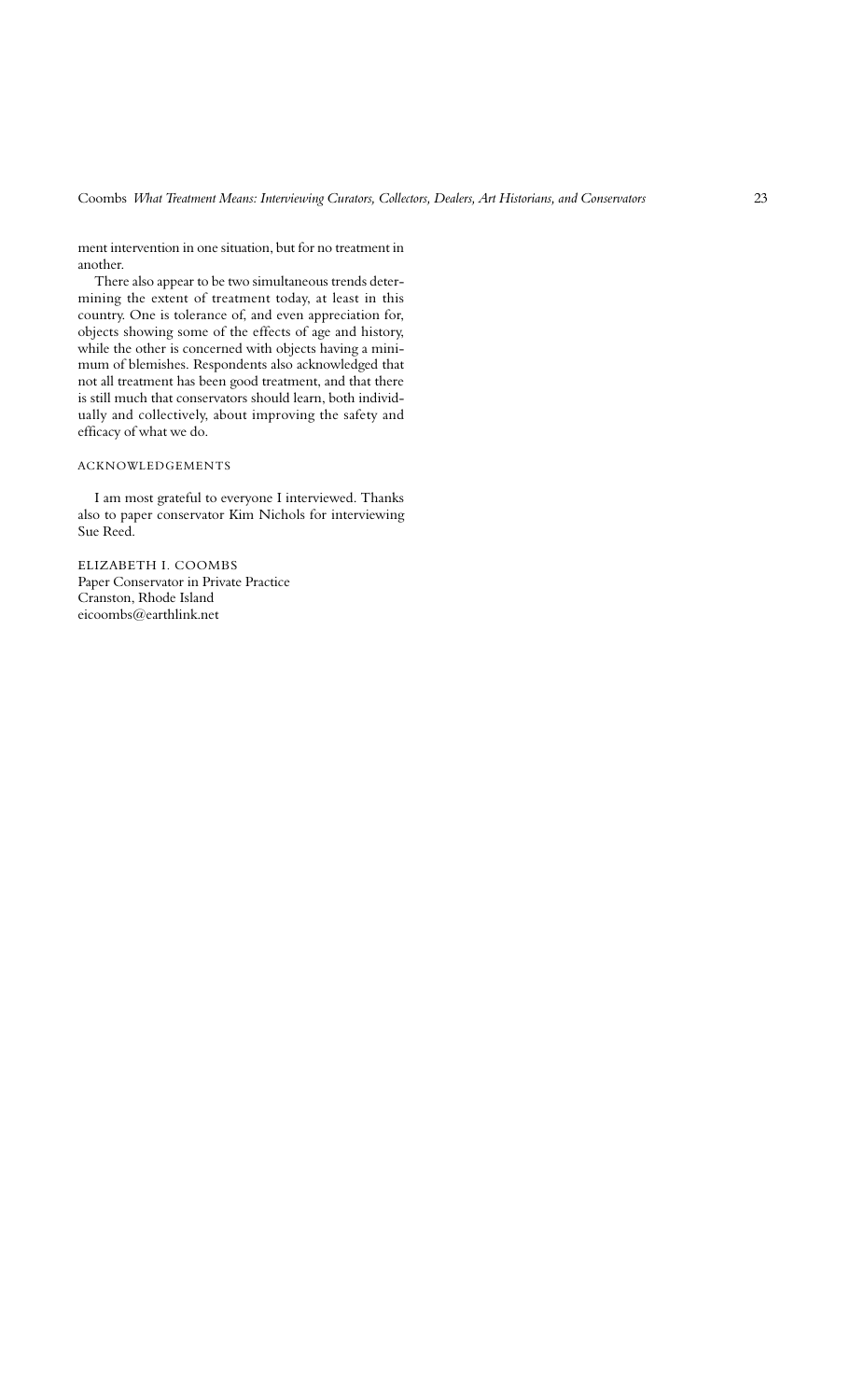ment intervention in one situation, but for no treatment in another.

There also appear to be two simultaneous trends determining the extent of treatment today, at least in this country. One is tolerance of, and even appreciation for, objects showing some of the effects of age and history, while the other is concerned with objects having a minimum of blemishes. Respondents also acknowledged that not all treatment has been good treatment, and that there is still much that conservators should learn, both individually and collectively, about improving the safety and efficacy of what we do.

## ACKNOWLEDGEMENTS

I am most grateful to everyone I interviewed. Thanks also to paper conservator Kim Nichols for interviewing Sue Reed.

ELIZABETH I. COOMBS
Paper Conservator in Private Practice
Cranston, Rhode Island
eicoombs@earthlink.net